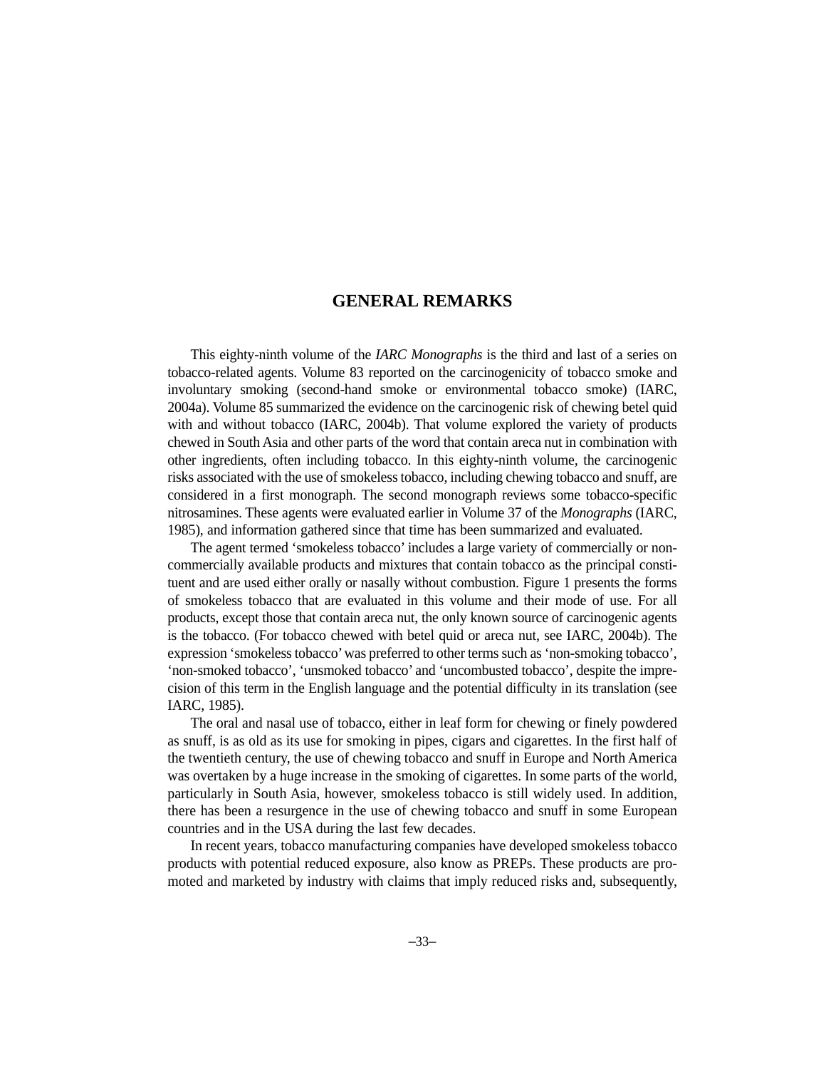# GENERAL REMARKS

This eighty-ninth volume of the *IARC Monographs* is the third and last of a series on tobacco-related agents. Volume 83 reported on the carcinogenicity of tobacco smoke and involuntary smoking (second-hand smoke or environmental tobacco smoke) (IARC, 2004a). Volume 85 summarized the evidence on the carcinogenic risk of chewing betel quid with and without tobacco (IARC, 2004b). That volume explored the variety of products chewed in South Asia and other parts of the word that contain areca nut in combination with other ingredients, often including tobacco. In this eighty-ninth volume, the carcinogenic risks associated with the use of smokeless tobacco, including chewing tobacco and snuff, are considered in a first monograph. The second monograph reviews some tobacco-specific nitrosamines. These agents were evaluated earlier in Volume 37 of the *Monographs* (IARC, 1985), and information gathered since that time has been summarized and evaluated.

The agent termed 'smokeless tobacco' includes a large variety of commercially or non-commercially available products and mixtures that contain tobacco as the principal constituent and are used either orally or nasally without combustion. Figure 1 presents the forms of smokeless tobacco that are evaluated in this volume and their mode of use. For all products, except those that contain areca nut, the only known source of carcinogenic agents is the tobacco. (For tobacco chewed with betel quid or areca nut, see IARC, 2004b). The expression 'smokeless tobacco' was preferred to other terms such as 'non-smoking tobacco', 'non-smoked tobacco', 'unsmoked tobacco' and 'uncombusted tobacco', despite the imprecision of this term in the English language and the potential difficulty in its translation (see IARC, 1985).

The oral and nasal use of tobacco, either in leaf form for chewing or finely powdered as snuff, is as old as its use for smoking in pipes, cigars and cigarettes. In the first half of the twentieth century, the use of chewing tobacco and snuff in Europe and North America was overtaken by a huge increase in the smoking of cigarettes. In some parts of the world, particularly in South Asia, however, smokeless tobacco is still widely used. In addition, there has been a resurgence in the use of chewing tobacco and snuff in some European countries and in the USA during the last few decades.

In recent years, tobacco manufacturing companies have developed smokeless tobacco products with potential reduced exposure, also know as PREPs. These products are promoted and marketed by industry with claims that imply reduced risks and, subsequently,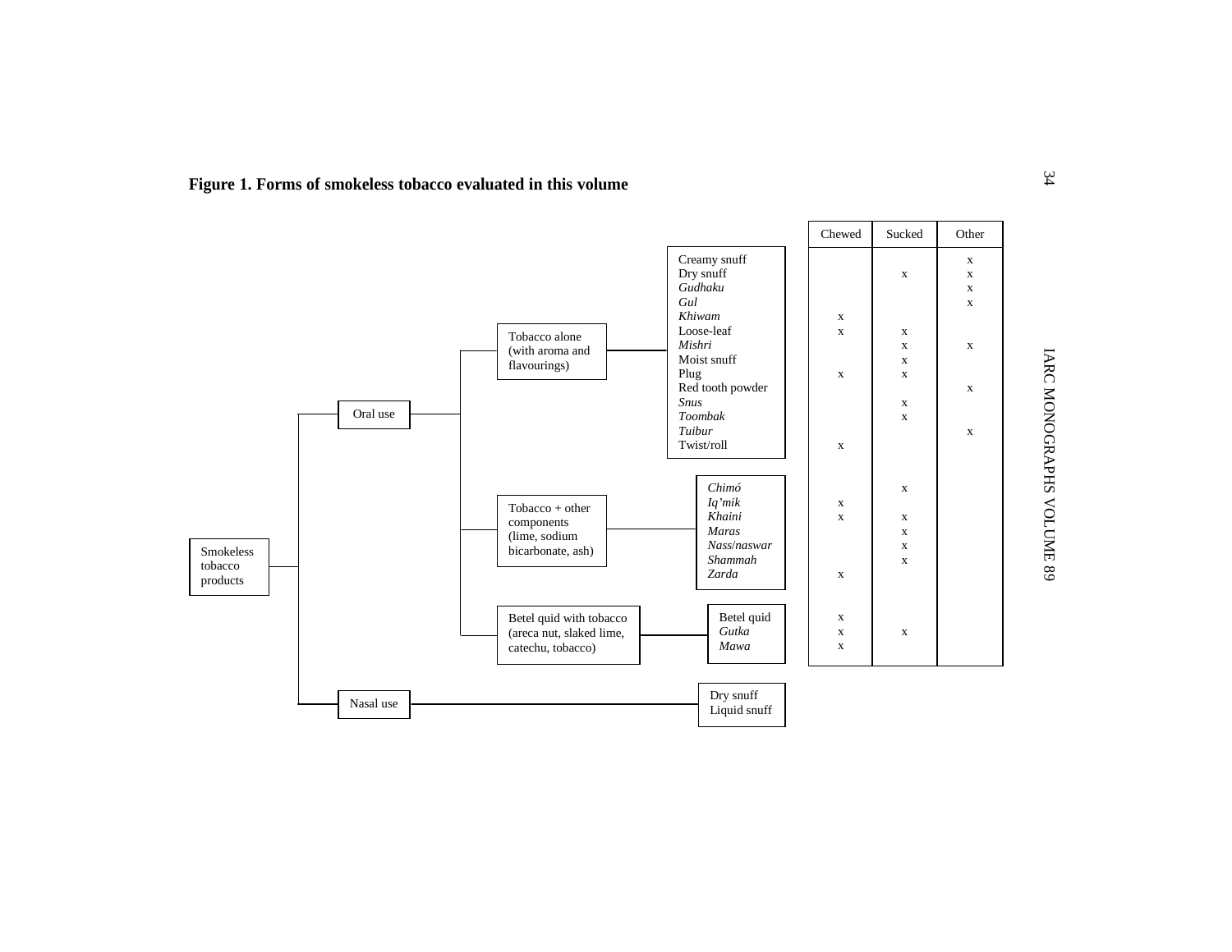**Figure 1. Forms of smokeless tobacco evaluated in this volume**

Smokeless tobacco products

- Oral use
  - Tobacco alone (with aroma and flavourings)
  - Tobacco + other components (lime, sodium bicarbonate, ash)
  - Betel quid with tobacco (areca nut, slaked lime, catechu, tobacco)
- Nasal use
  - Dry snuff
  - Liquid snuff

| Category | Product | Chewed | Sucked | Other |
|---|---|---|---|---|
| Tobacco alone (with aroma and flavourings) | Creamy snuff | | | x |
| | Dry snuff | | x | x |
| | *Gudhaku* | | | x |
| | *Gul* | | | x |
| | *Khiwam* | x | | |
| | Loose-leaf | x | x | |
| | *Mishri* | | x | x |
| | Moist snuff | | x | |
| | Plug | x | x | |
| | Red tooth powder | | | x |
| | *Snus* | | x | |
| | *Toombak* | | x | |
| | *Tuibur* | | | x |
| | Twist/roll | x | | |
| Tobacco + other components (lime, sodium bicarbonate, ash) | *Chimó* | | x | |
| | *Iq'mik* | x | | |
| | *Khaini* | x | x | |
| | *Maras* | | x | |
| | *Nass*/*naswar* | | x | |
| | *Shammah* | | x | |
| | *Zarda* | x | | |
| Betel quid with tobacco (areca nut, slaked lime, catechu, tobacco) | Betel quid | x | | |
| | *Gutka* | x | x | |
| | *Mawa* | x | | |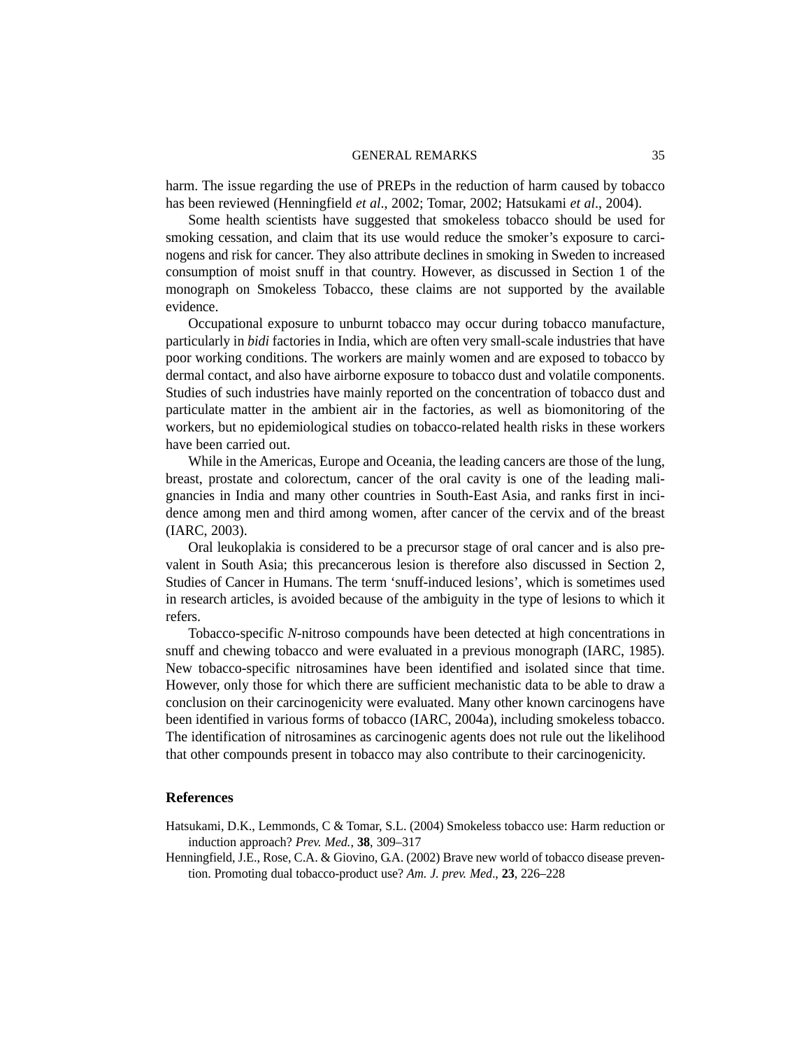harm. The issue regarding the use of PREPs in the reduction of harm caused by tobacco has been reviewed (Henningfield *et al*., 2002; Tomar, 2002; Hatsukami *et al*., 2004).

Some health scientists have suggested that smokeless tobacco should be used for smoking cessation, and claim that its use would reduce the smoker's exposure to carcinogens and risk for cancer. They also attribute declines in smoking in Sweden to increased consumption of moist snuff in that country. However, as discussed in Section 1 of the monograph on Smokeless Tobacco, these claims are not supported by the available evidence.

Occupational exposure to unburnt tobacco may occur during tobacco manufacture, particularly in *bidi* factories in India, which are often very small-scale industries that have poor working conditions. The workers are mainly women and are exposed to tobacco by dermal contact, and also have airborne exposure to tobacco dust and volatile components. Studies of such industries have mainly reported on the concentration of tobacco dust and particulate matter in the ambient air in the factories, as well as biomonitoring of the workers, but no epidemiological studies on tobacco-related health risks in these workers have been carried out.

While in the Americas, Europe and Oceania, the leading cancers are those of the lung, breast, prostate and colorectum, cancer of the oral cavity is one of the leading malignancies in India and many other countries in South-East Asia, and ranks first in incidence among men and third among women, after cancer of the cervix and of the breast (IARC, 2003).

Oral leukoplakia is considered to be a precursor stage of oral cancer and is also prevalent in South Asia; this precancerous lesion is therefore also discussed in Section 2, Studies of Cancer in Humans. The term 'snuff-induced lesions', which is sometimes used in research articles, is avoided because of the ambiguity in the type of lesions to which it refers.

Tobacco-specific *N*-nitroso compounds have been detected at high concentrations in snuff and chewing tobacco and were evaluated in a previous monograph (IARC, 1985). New tobacco-specific nitrosamines have been identified and isolated since that time. However, only those for which there are sufficient mechanistic data to be able to draw a conclusion on their carcinogenicity were evaluated. Many other known carcinogens have been identified in various forms of tobacco (IARC, 2004a), including smokeless tobacco. The identification of nitrosamines as carcinogenic agents does not rule out the likelihood that other compounds present in tobacco may also contribute to their carcinogenicity.

## References

Hatsukami, D.K., Lemmonds, C & Tomar, S.L. (2004) Smokeless tobacco use: Harm reduction or induction approach? *Prev. Med.*, **38**, 309–317

Henningfield, J.E., Rose, C.A. & Giovino, G.A. (2002) Brave new world of tobacco disease prevention. Promoting dual tobacco-product use? *Am. J. prev. Med*., **23**, 226–228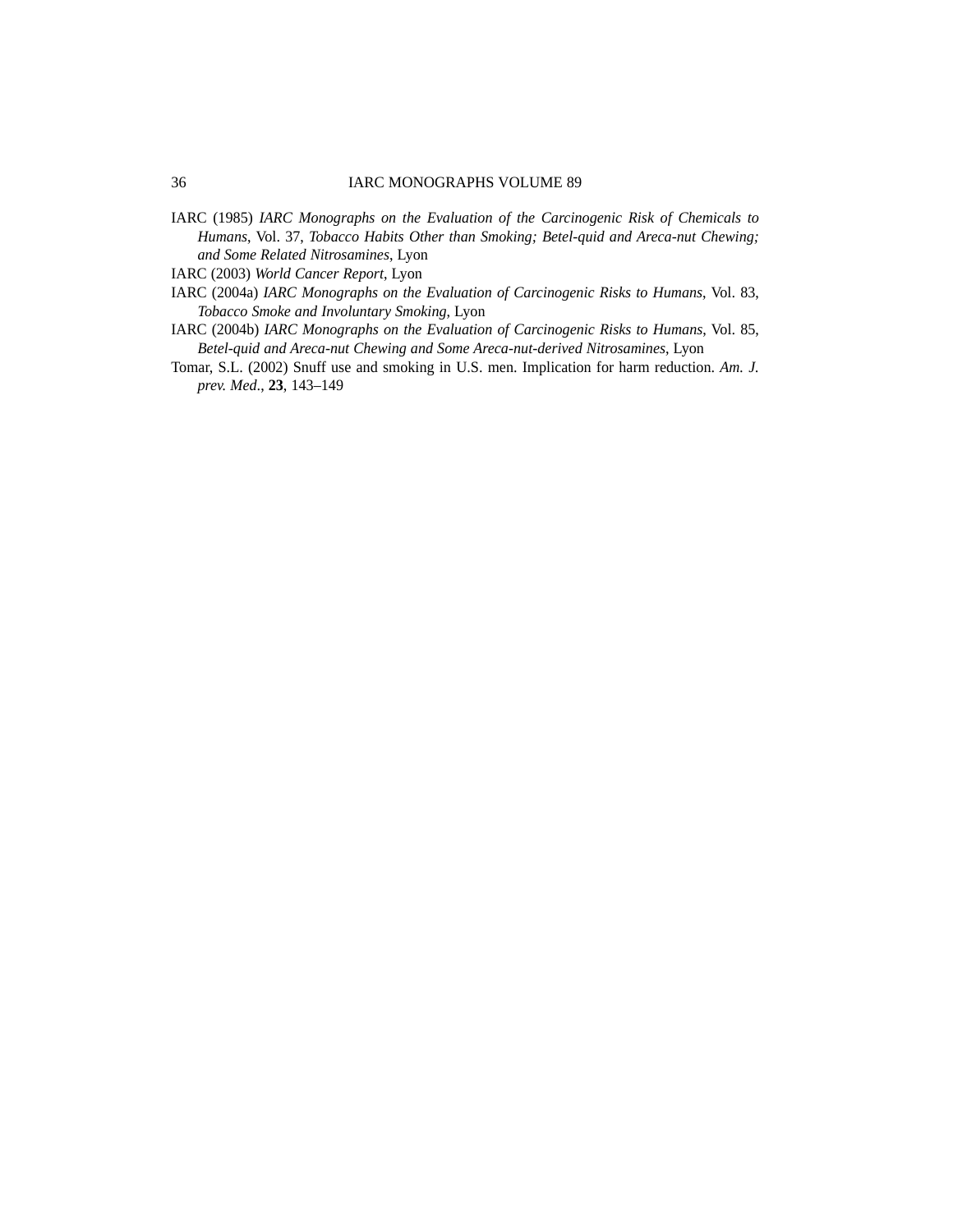IARC (1985) *IARC Monographs on the Evaluation of the Carcinogenic Risk of Chemicals to Humans*, Vol. 37, *Tobacco Habits Other than Smoking; Betel-quid and Areca-nut Chewing; and Some Related Nitrosamines*, Lyon

IARC (2003) *World Cancer Report*, Lyon

IARC (2004a) *IARC Monographs on the Evaluation of Carcinogenic Risks to Humans*, Vol. 83, *Tobacco Smoke and Involuntary Smoking*, Lyon

IARC (2004b) *IARC Monographs on the Evaluation of Carcinogenic Risks to Humans*, Vol. 85, *Betel-quid and Areca-nut Chewing and Some Areca-nut-derived Nitrosamines*, Lyon

Tomar, S.L. (2002) Snuff use and smoking in U.S. men. Implication for harm reduction. *Am. J. prev. Med.*, **23**, 143–149